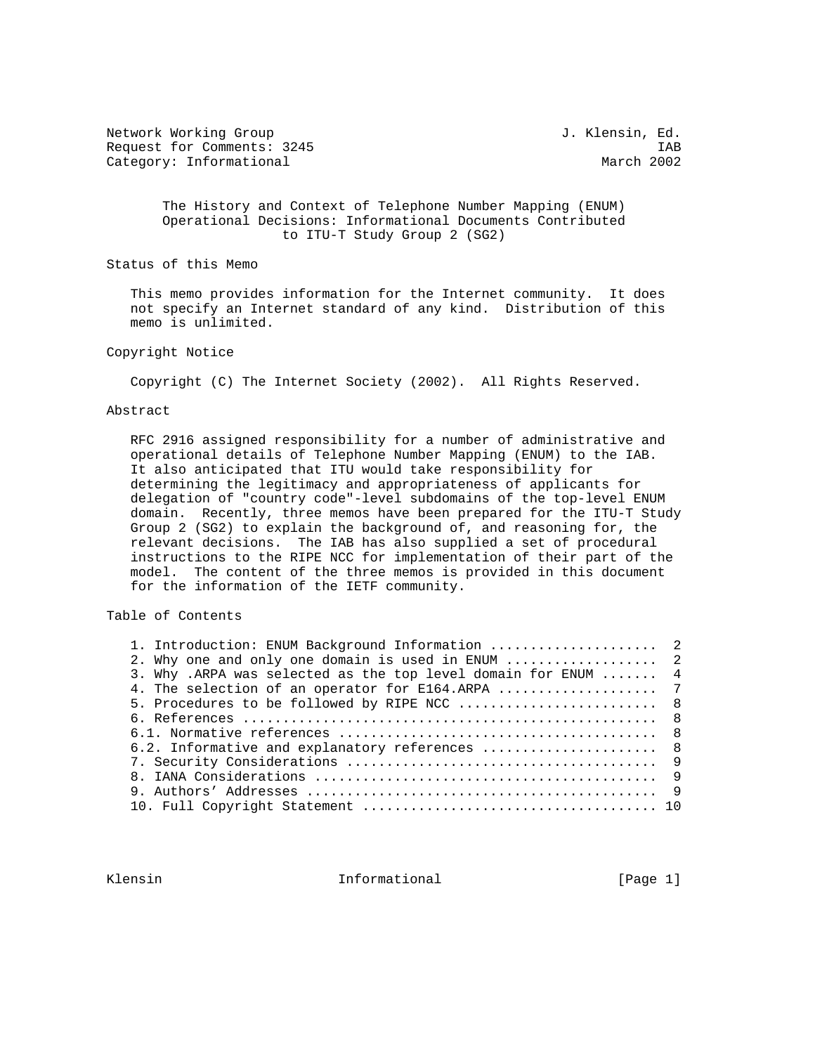Network Working Group J. Klensin, Ed.
Request for Comments: 3245 IAB
Category: Informational March 2002

# The History and Context of Telephone Number Mapping (ENUM) Operational Decisions: Informational Documents Contributed to ITU-T Study Group 2 (SG2)

## Status of this Memo

This memo provides information for the Internet community. It does not specify an Internet standard of any kind. Distribution of this memo is unlimited.

## Copyright Notice

Copyright (C) The Internet Society (2002). All Rights Reserved.

## Abstract

RFC 2916 assigned responsibility for a number of administrative and operational details of Telephone Number Mapping (ENUM) to the IAB. It also anticipated that ITU would take responsibility for determining the legitimacy and appropriateness of applicants for delegation of "country code"-level subdomains of the top-level ENUM domain. Recently, three memos have been prepared for the ITU-T Study Group 2 (SG2) to explain the background of, and reasoning for, the relevant decisions. The IAB has also supplied a set of procedural instructions to the RIPE NCC for implementation of their part of the model. The content of the three memos is provided in this document for the information of the IETF community.

## Table of Contents

1. Introduction: ENUM Background Information ..................... 2
2. Why one and only one domain is used in ENUM .................. 2
3. Why .ARPA was selected as the top level domain for ENUM ....... 4
4. The selection of an operator for E164.ARPA .................... 7
5. Procedures to be followed by RIPE NCC ......................... 8
6. References .................................................... 8
6.1. Normative references ........................................ 8
6.2. Informative and explanatory references ...................... 8
7. Security Considerations ....................................... 9
8. IANA Considerations ........................................... 9
9. Authors' Addresses ............................................ 9
10. Full Copyright Statement ..................................... 10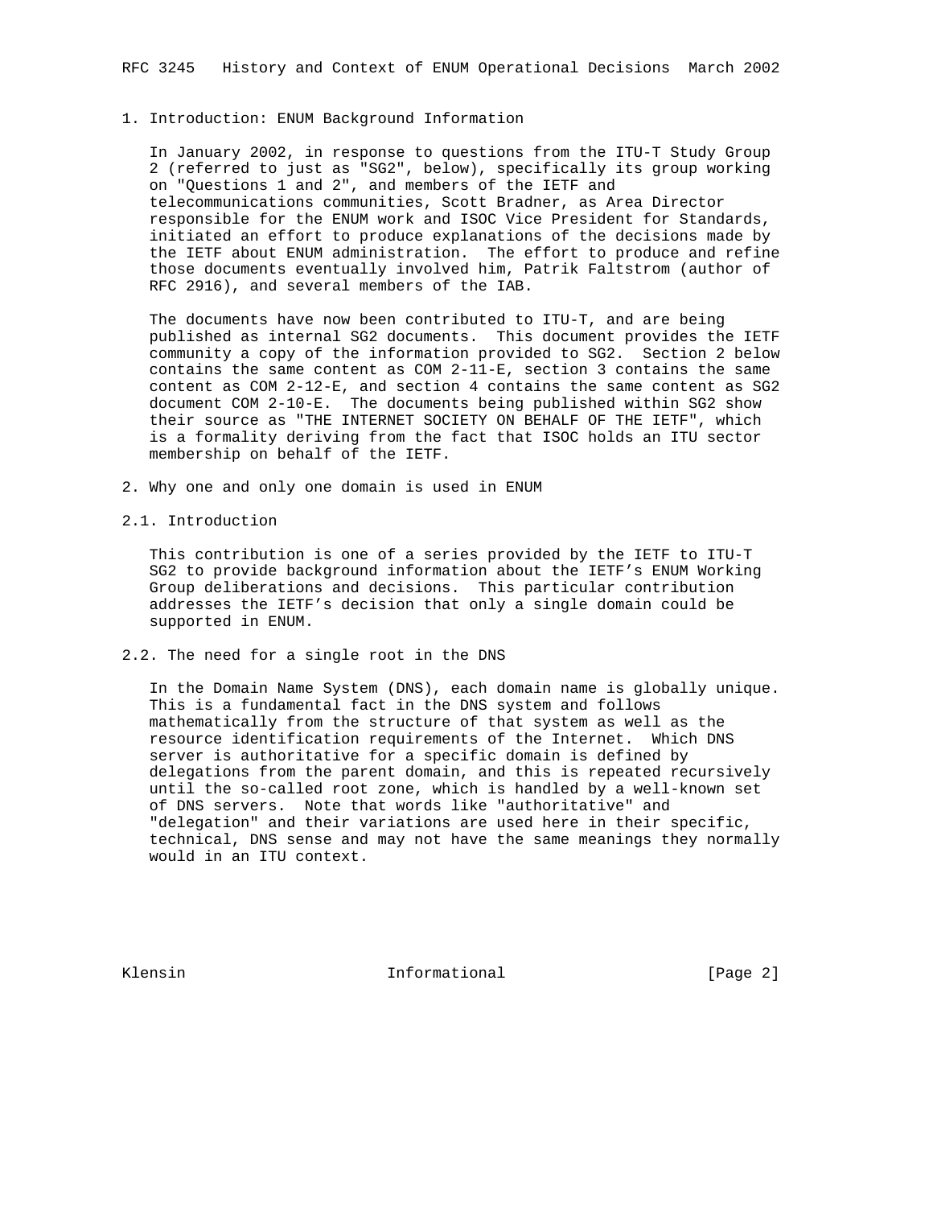## 1. Introduction: ENUM Background Information

In January 2002, in response to questions from the ITU-T Study Group 2 (referred to just as "SG2", below), specifically its group working on "Questions 1 and 2", and members of the IETF and telecommunications communities, Scott Bradner, as Area Director responsible for the ENUM work and ISOC Vice President for Standards, initiated an effort to produce explanations of the decisions made by the IETF about ENUM administration. The effort to produce and refine those documents eventually involved him, Patrik Faltstrom (author of RFC 2916), and several members of the IAB.

The documents have now been contributed to ITU-T, and are being published as internal SG2 documents. This document provides the IETF community a copy of the information provided to SG2. Section 2 below contains the same content as COM 2-11-E, section 3 contains the same content as COM 2-12-E, and section 4 contains the same content as SG2 document COM 2-10-E. The documents being published within SG2 show their source as "THE INTERNET SOCIETY ON BEHALF OF THE IETF", which is a formality deriving from the fact that ISOC holds an ITU sector membership on behalf of the IETF.

## 2. Why one and only one domain is used in ENUM

### 2.1. Introduction

This contribution is one of a series provided by the IETF to ITU-T SG2 to provide background information about the IETF's ENUM Working Group deliberations and decisions. This particular contribution addresses the IETF's decision that only a single domain could be supported in ENUM.

### 2.2. The need for a single root in the DNS

In the Domain Name System (DNS), each domain name is globally unique. This is a fundamental fact in the DNS system and follows mathematically from the structure of that system as well as the resource identification requirements of the Internet. Which DNS server is authoritative for a specific domain is defined by delegations from the parent domain, and this is repeated recursively until the so-called root zone, which is handled by a well-known set of DNS servers. Note that words like "authoritative" and "delegation" and their variations are used here in their specific, technical, DNS sense and may not have the same meanings they normally would in an ITU context.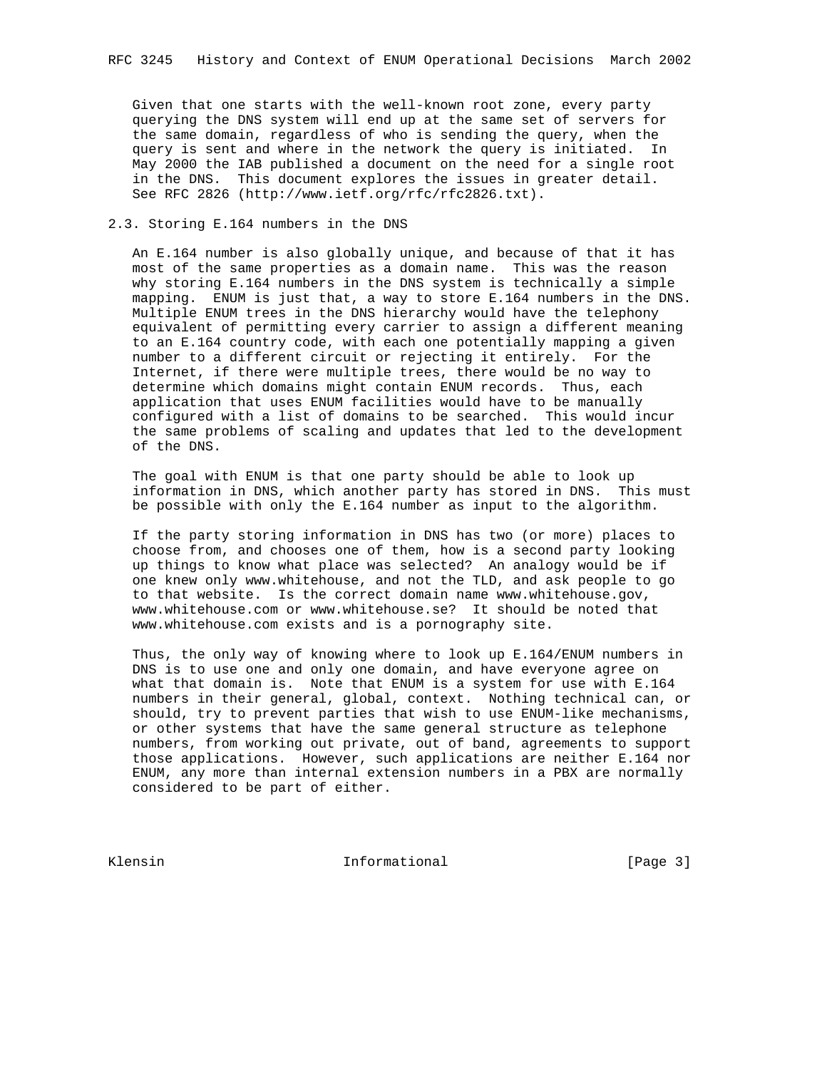Given that one starts with the well-known root zone, every party querying the DNS system will end up at the same set of servers for the same domain, regardless of who is sending the query, when the query is sent and where in the network the query is initiated. In May 2000 the IAB published a document on the need for a single root in the DNS. This document explores the issues in greater detail. See RFC 2826 (http://www.ietf.org/rfc/rfc2826.txt).

### 2.3. Storing E.164 numbers in the DNS

An E.164 number is also globally unique, and because of that it has most of the same properties as a domain name. This was the reason why storing E.164 numbers in the DNS system is technically a simple mapping. ENUM is just that, a way to store E.164 numbers in the DNS. Multiple ENUM trees in the DNS hierarchy would have the telephony equivalent of permitting every carrier to assign a different meaning to an E.164 country code, with each one potentially mapping a given number to a different circuit or rejecting it entirely. For the Internet, if there were multiple trees, there would be no way to determine which domains might contain ENUM records. Thus, each application that uses ENUM facilities would have to be manually configured with a list of domains to be searched. This would incur the same problems of scaling and updates that led to the development of the DNS.

The goal with ENUM is that one party should be able to look up information in DNS, which another party has stored in DNS. This must be possible with only the E.164 number as input to the algorithm.

If the party storing information in DNS has two (or more) places to choose from, and chooses one of them, how is a second party looking up things to know what place was selected? An analogy would be if one knew only www.whitehouse, and not the TLD, and ask people to go to that website. Is the correct domain name www.whitehouse.gov, www.whitehouse.com or www.whitehouse.se? It should be noted that www.whitehouse.com exists and is a pornography site.

Thus, the only way of knowing where to look up E.164/ENUM numbers in DNS is to use one and only one domain, and have everyone agree on what that domain is. Note that ENUM is a system for use with E.164 numbers in their general, global, context. Nothing technical can, or should, try to prevent parties that wish to use ENUM-like mechanisms, or other systems that have the same general structure as telephone numbers, from working out private, out of band, agreements to support those applications. However, such applications are neither E.164 nor ENUM, any more than internal extension numbers in a PBX are normally considered to be part of either.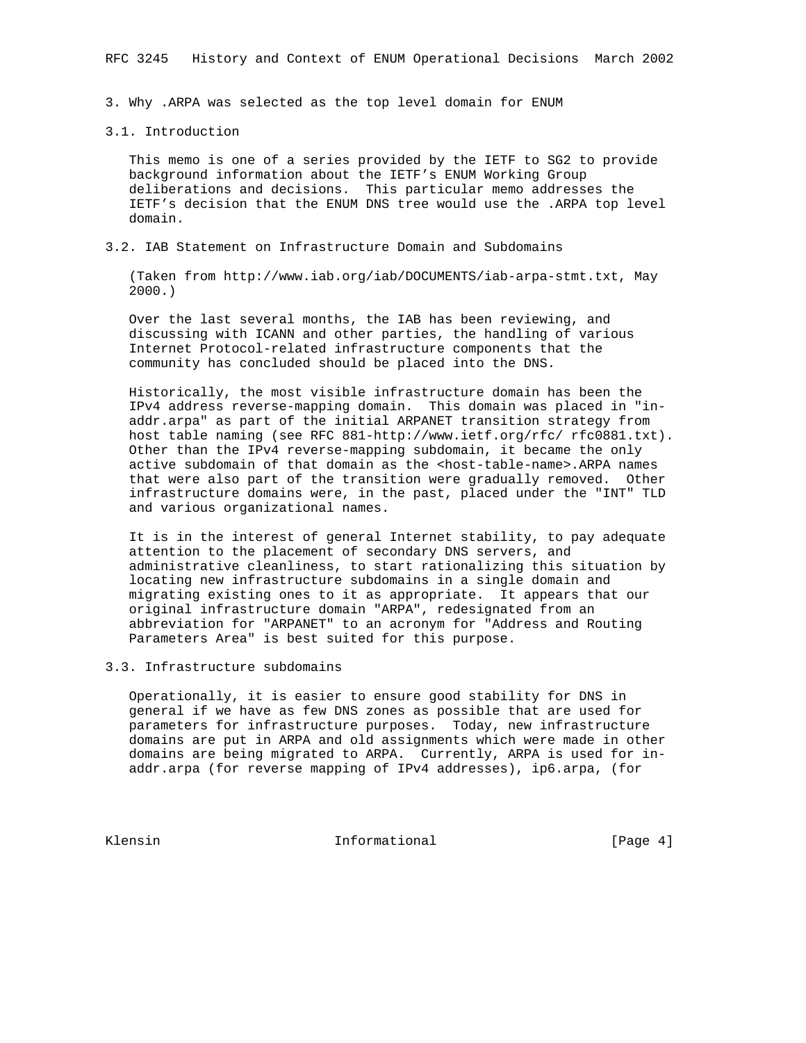## 3. Why .ARPA was selected as the top level domain for ENUM

### 3.1. Introduction

This memo is one of a series provided by the IETF to SG2 to provide background information about the IETF's ENUM Working Group deliberations and decisions. This particular memo addresses the IETF's decision that the ENUM DNS tree would use the .ARPA top level domain.

### 3.2. IAB Statement on Infrastructure Domain and Subdomains

(Taken from http://www.iab.org/iab/DOCUMENTS/iab-arpa-stmt.txt, May 2000.)

Over the last several months, the IAB has been reviewing, and discussing with ICANN and other parties, the handling of various Internet Protocol-related infrastructure components that the community has concluded should be placed into the DNS.

Historically, the most visible infrastructure domain has been the IPv4 address reverse-mapping domain. This domain was placed in "in-addr.arpa" as part of the initial ARPANET transition strategy from host table naming (see RFC 881-http://www.ietf.org/rfc/ rfc0881.txt). Other than the IPv4 reverse-mapping subdomain, it became the only active subdomain of that domain as the <host-table-name>.ARPA names that were also part of the transition were gradually removed. Other infrastructure domains were, in the past, placed under the "INT" TLD and various organizational names.

It is in the interest of general Internet stability, to pay adequate attention to the placement of secondary DNS servers, and administrative cleanliness, to start rationalizing this situation by locating new infrastructure subdomains in a single domain and migrating existing ones to it as appropriate. It appears that our original infrastructure domain "ARPA", redesignated from an abbreviation for "ARPANET" to an acronym for "Address and Routing Parameters Area" is best suited for this purpose.

### 3.3. Infrastructure subdomains

Operationally, it is easier to ensure good stability for DNS in general if we have as few DNS zones as possible that are used for parameters for infrastructure purposes. Today, new infrastructure domains are put in ARPA and old assignments which were made in other domains are being migrated to ARPA. Currently, ARPA is used for in-addr.arpa (for reverse mapping of IPv4 addresses), ip6.arpa, (for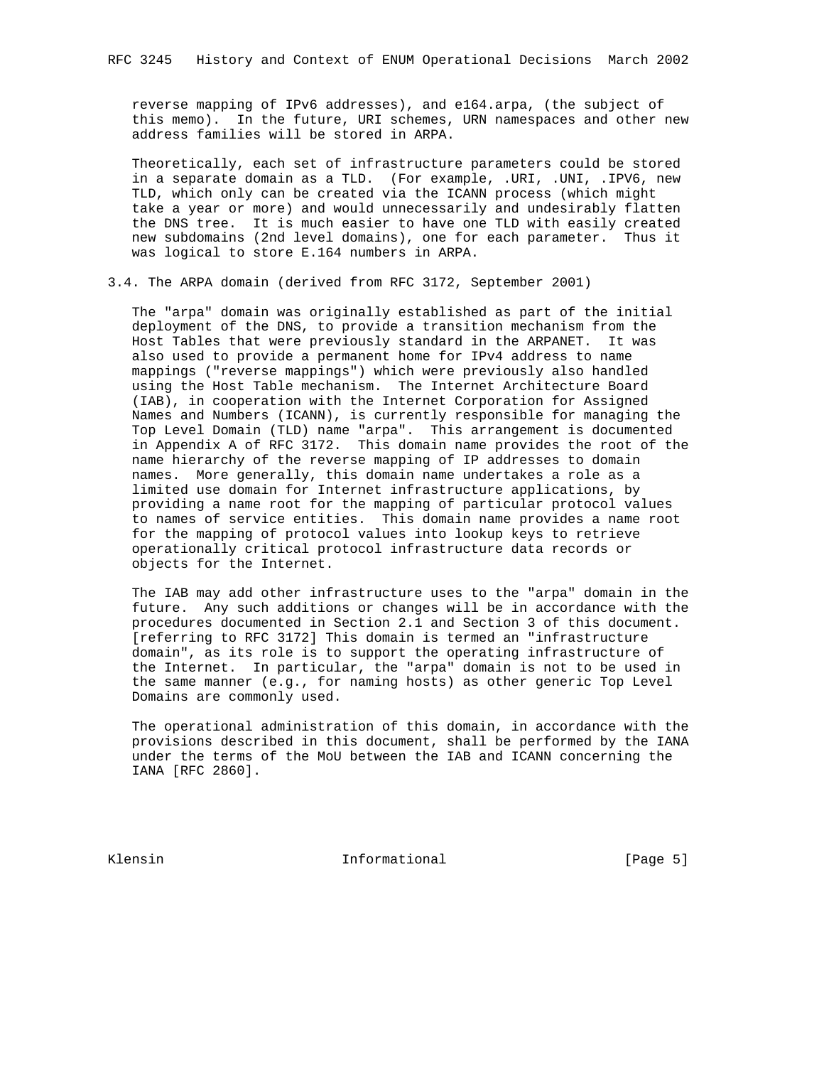reverse mapping of IPv6 addresses), and e164.arpa, (the subject of this memo). In the future, URI schemes, URN namespaces and other new address families will be stored in ARPA.

Theoretically, each set of infrastructure parameters could be stored in a separate domain as a TLD. (For example, .URI, .UNI, .IPV6, new TLD, which only can be created via the ICANN process (which might take a year or more) and would unnecessarily and undesirably flatten the DNS tree. It is much easier to have one TLD with easily created new subdomains (2nd level domains), one for each parameter. Thus it was logical to store E.164 numbers in ARPA.

### 3.4. The ARPA domain (derived from RFC 3172, September 2001)

The "arpa" domain was originally established as part of the initial deployment of the DNS, to provide a transition mechanism from the Host Tables that were previously standard in the ARPANET. It was also used to provide a permanent home for IPv4 address to name mappings ("reverse mappings") which were previously also handled using the Host Table mechanism. The Internet Architecture Board (IAB), in cooperation with the Internet Corporation for Assigned Names and Numbers (ICANN), is currently responsible for managing the Top Level Domain (TLD) name "arpa". This arrangement is documented in Appendix A of RFC 3172. This domain name provides the root of the name hierarchy of the reverse mapping of IP addresses to domain names. More generally, this domain name undertakes a role as a limited use domain for Internet infrastructure applications, by providing a name root for the mapping of particular protocol values to names of service entities. This domain name provides a name root for the mapping of protocol values into lookup keys to retrieve operationally critical protocol infrastructure data records or objects for the Internet.

The IAB may add other infrastructure uses to the "arpa" domain in the future. Any such additions or changes will be in accordance with the procedures documented in Section 2.1 and Section 3 of this document. [referring to RFC 3172] This domain is termed an "infrastructure domain", as its role is to support the operating infrastructure of the Internet. In particular, the "arpa" domain is not to be used in the same manner (e.g., for naming hosts) as other generic Top Level Domains are commonly used.

The operational administration of this domain, in accordance with the provisions described in this document, shall be performed by the IANA under the terms of the MoU between the IAB and ICANN concerning the IANA [RFC 2860].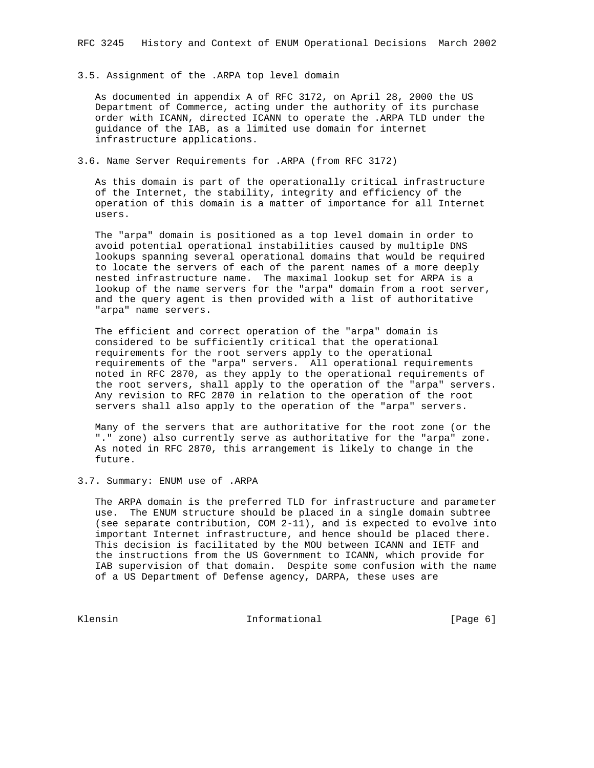### 3.5. Assignment of the .ARPA top level domain

As documented in appendix A of RFC 3172, on April 28, 2000 the US Department of Commerce, acting under the authority of its purchase order with ICANN, directed ICANN to operate the .ARPA TLD under the guidance of the IAB, as a limited use domain for internet infrastructure applications.

### 3.6. Name Server Requirements for .ARPA (from RFC 3172)

As this domain is part of the operationally critical infrastructure of the Internet, the stability, integrity and efficiency of the operation of this domain is a matter of importance for all Internet users.

The "arpa" domain is positioned as a top level domain in order to avoid potential operational instabilities caused by multiple DNS lookups spanning several operational domains that would be required to locate the servers of each of the parent names of a more deeply nested infrastructure name. The maximal lookup set for ARPA is a lookup of the name servers for the "arpa" domain from a root server, and the query agent is then provided with a list of authoritative "arpa" name servers.

The efficient and correct operation of the "arpa" domain is considered to be sufficiently critical that the operational requirements for the root servers apply to the operational requirements of the "arpa" servers. All operational requirements noted in RFC 2870, as they apply to the operational requirements of the root servers, shall apply to the operation of the "arpa" servers. Any revision to RFC 2870 in relation to the operation of the root servers shall also apply to the operation of the "arpa" servers.

Many of the servers that are authoritative for the root zone (or the "." zone) also currently serve as authoritative for the "arpa" zone. As noted in RFC 2870, this arrangement is likely to change in the future.

### 3.7. Summary: ENUM use of .ARPA

The ARPA domain is the preferred TLD for infrastructure and parameter use. The ENUM structure should be placed in a single domain subtree (see separate contribution, COM 2-11), and is expected to evolve into important Internet infrastructure, and hence should be placed there. This decision is facilitated by the MOU between ICANN and IETF and the instructions from the US Government to ICANN, which provide for IAB supervision of that domain. Despite some confusion with the name of a US Department of Defense agency, DARPA, these uses are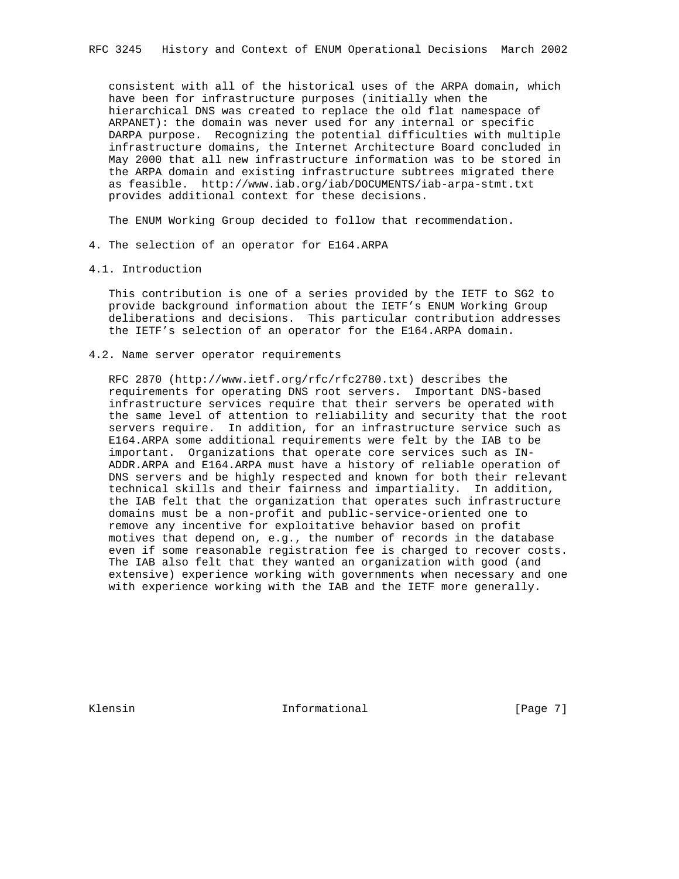consistent with all of the historical uses of the ARPA domain, which have been for infrastructure purposes (initially when the hierarchical DNS was created to replace the old flat namespace of ARPANET): the domain was never used for any internal or specific DARPA purpose. Recognizing the potential difficulties with multiple infrastructure domains, the Internet Architecture Board concluded in May 2000 that all new infrastructure information was to be stored in the ARPA domain and existing infrastructure subtrees migrated there as feasible. http://www.iab.org/iab/DOCUMENTS/iab-arpa-stmt.txt provides additional context for these decisions.

The ENUM Working Group decided to follow that recommendation.

## 4. The selection of an operator for E164.ARPA

### 4.1. Introduction

This contribution is one of a series provided by the IETF to SG2 to provide background information about the IETF's ENUM Working Group deliberations and decisions. This particular contribution addresses the IETF's selection of an operator for the E164.ARPA domain.

### 4.2. Name server operator requirements

RFC 2870 (http://www.ietf.org/rfc/rfc2780.txt) describes the requirements for operating DNS root servers. Important DNS-based infrastructure services require that their servers be operated with the same level of attention to reliability and security that the root servers require. In addition, for an infrastructure service such as E164.ARPA some additional requirements were felt by the IAB to be important. Organizations that operate core services such as IN-ADDR.ARPA and E164.ARPA must have a history of reliable operation of DNS servers and be highly respected and known for both their relevant technical skills and their fairness and impartiality. In addition, the IAB felt that the organization that operates such infrastructure domains must be a non-profit and public-service-oriented one to remove any incentive for exploitative behavior based on profit motives that depend on, e.g., the number of records in the database even if some reasonable registration fee is charged to recover costs. The IAB also felt that they wanted an organization with good (and extensive) experience working with governments when necessary and one with experience working with the IAB and the IETF more generally.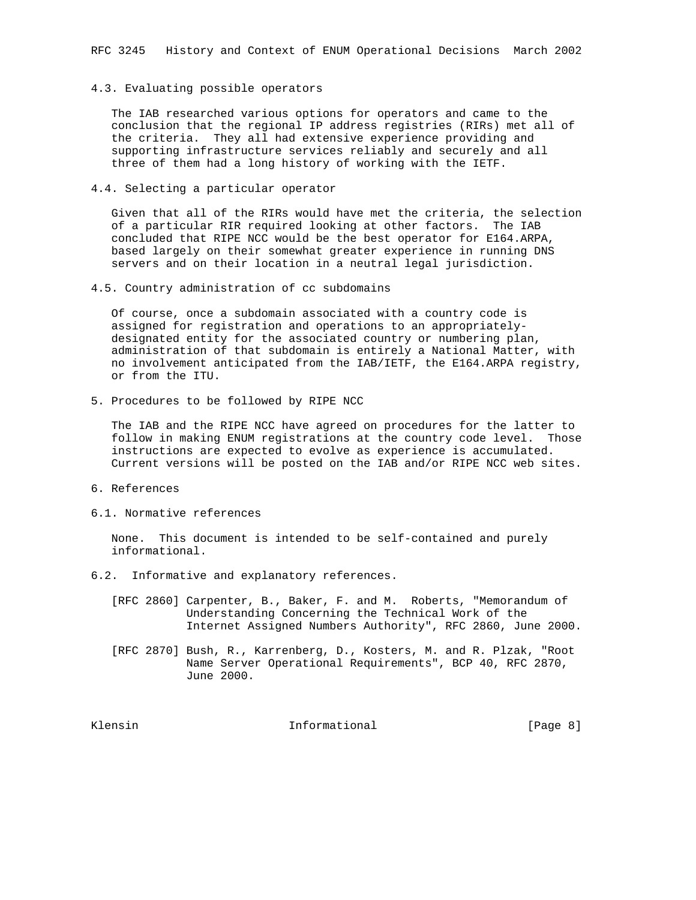### 4.3. Evaluating possible operators

The IAB researched various options for operators and came to the conclusion that the regional IP address registries (RIRs) met all of the criteria. They all had extensive experience providing and supporting infrastructure services reliably and securely and all three of them had a long history of working with the IETF.

### 4.4. Selecting a particular operator

Given that all of the RIRs would have met the criteria, the selection of a particular RIR required looking at other factors. The IAB concluded that RIPE NCC would be the best operator for E164.ARPA, based largely on their somewhat greater experience in running DNS servers and on their location in a neutral legal jurisdiction.

### 4.5. Country administration of cc subdomains

Of course, once a subdomain associated with a country code is assigned for registration and operations to an appropriately-designated entity for the associated country or numbering plan, administration of that subdomain is entirely a National Matter, with no involvement anticipated from the IAB/IETF, the E164.ARPA registry, or from the ITU.

## 5. Procedures to be followed by RIPE NCC

The IAB and the RIPE NCC have agreed on procedures for the latter to follow in making ENUM registrations at the country code level. Those instructions are expected to evolve as experience is accumulated. Current versions will be posted on the IAB and/or RIPE NCC web sites.

## 6. References

### 6.1. Normative references

None. This document is intended to be self-contained and purely informational.

### 6.2. Informative and explanatory references.

[RFC 2860] Carpenter, B., Baker, F. and M. Roberts, "Memorandum of Understanding Concerning the Technical Work of the Internet Assigned Numbers Authority", RFC 2860, June 2000.

[RFC 2870] Bush, R., Karrenberg, D., Kosters, M. and R. Plzak, "Root Name Server Operational Requirements", BCP 40, RFC 2870, June 2000.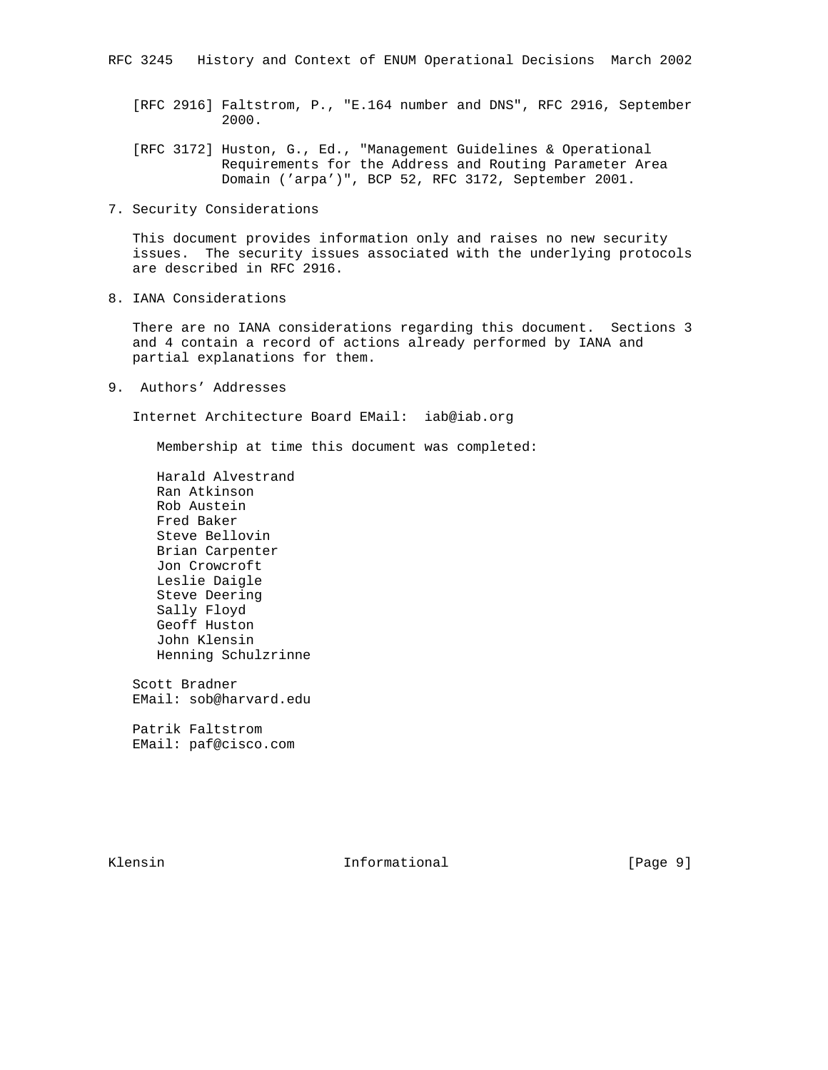[RFC 2916] Faltstrom, P., "E.164 number and DNS", RFC 2916, September 2000.

[RFC 3172] Huston, G., Ed., "Management Guidelines & Operational Requirements for the Address and Routing Parameter Area Domain ('arpa')", BCP 52, RFC 3172, September 2001.

## 7. Security Considerations

This document provides information only and raises no new security issues. The security issues associated with the underlying protocols are described in RFC 2916.

## 8. IANA Considerations

There are no IANA considerations regarding this document. Sections 3 and 4 contain a record of actions already performed by IANA and partial explanations for them.

## 9. Authors' Addresses

Internet Architecture Board EMail: iab@iab.org

Membership at time this document was completed:

Harald Alvestrand
Ran Atkinson
Rob Austein
Fred Baker
Steve Bellovin
Brian Carpenter
Jon Crowcroft
Leslie Daigle
Steve Deering
Sally Floyd
Geoff Huston
John Klensin
Henning Schulzrinne

Scott Bradner
EMail: sob@harvard.edu

Patrik Faltstrom
EMail: paf@cisco.com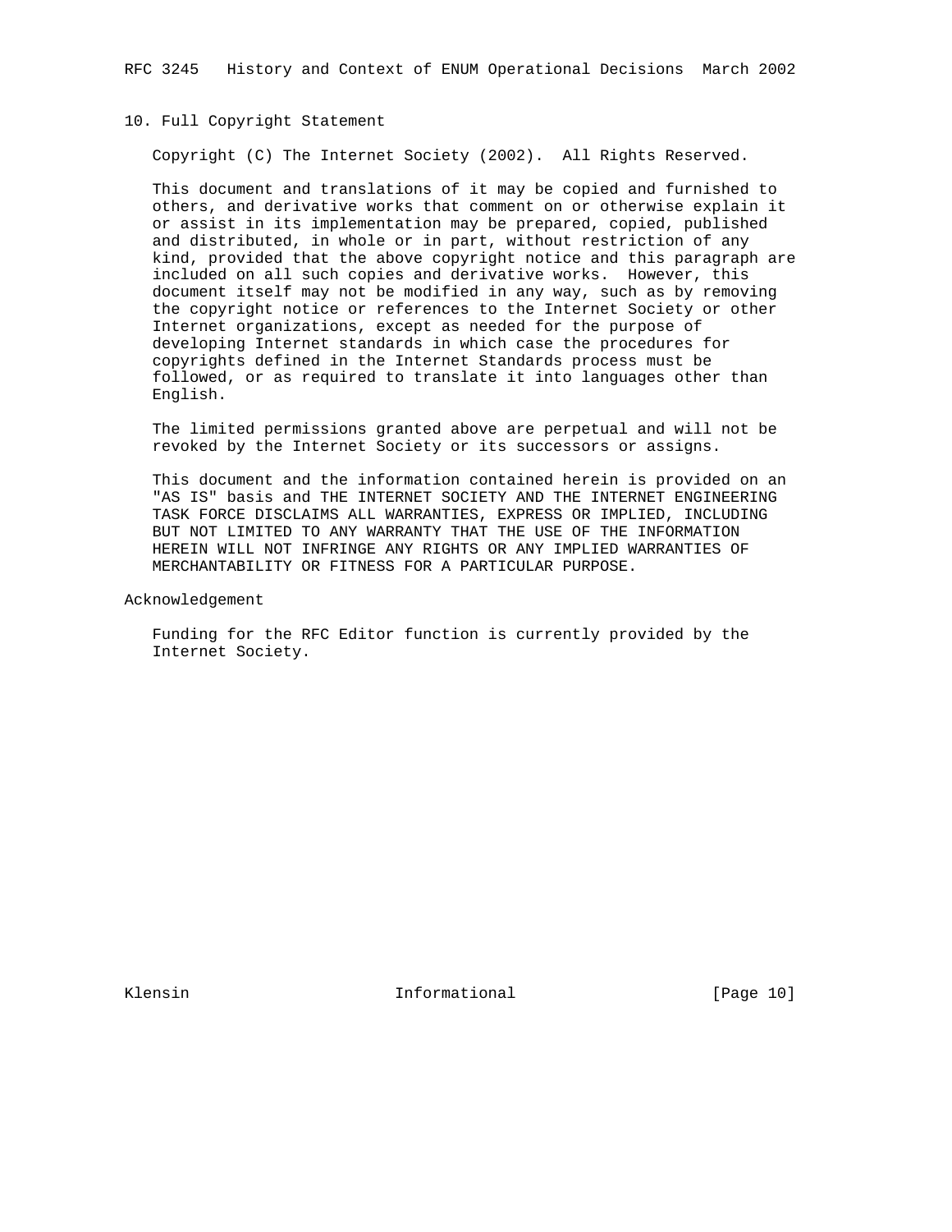## 10. Full Copyright Statement

Copyright (C) The Internet Society (2002). All Rights Reserved.

This document and translations of it may be copied and furnished to others, and derivative works that comment on or otherwise explain it or assist in its implementation may be prepared, copied, published and distributed, in whole or in part, without restriction of any kind, provided that the above copyright notice and this paragraph are included on all such copies and derivative works. However, this document itself may not be modified in any way, such as by removing the copyright notice or references to the Internet Society or other Internet organizations, except as needed for the purpose of developing Internet standards in which case the procedures for copyrights defined in the Internet Standards process must be followed, or as required to translate it into languages other than English.

The limited permissions granted above are perpetual and will not be revoked by the Internet Society or its successors or assigns.

This document and the information contained herein is provided on an "AS IS" basis and THE INTERNET SOCIETY AND THE INTERNET ENGINEERING TASK FORCE DISCLAIMS ALL WARRANTIES, EXPRESS OR IMPLIED, INCLUDING BUT NOT LIMITED TO ANY WARRANTY THAT THE USE OF THE INFORMATION HEREIN WILL NOT INFRINGE ANY RIGHTS OR ANY IMPLIED WARRANTIES OF MERCHANTABILITY OR FITNESS FOR A PARTICULAR PURPOSE.

## Acknowledgement

Funding for the RFC Editor function is currently provided by the Internet Society.